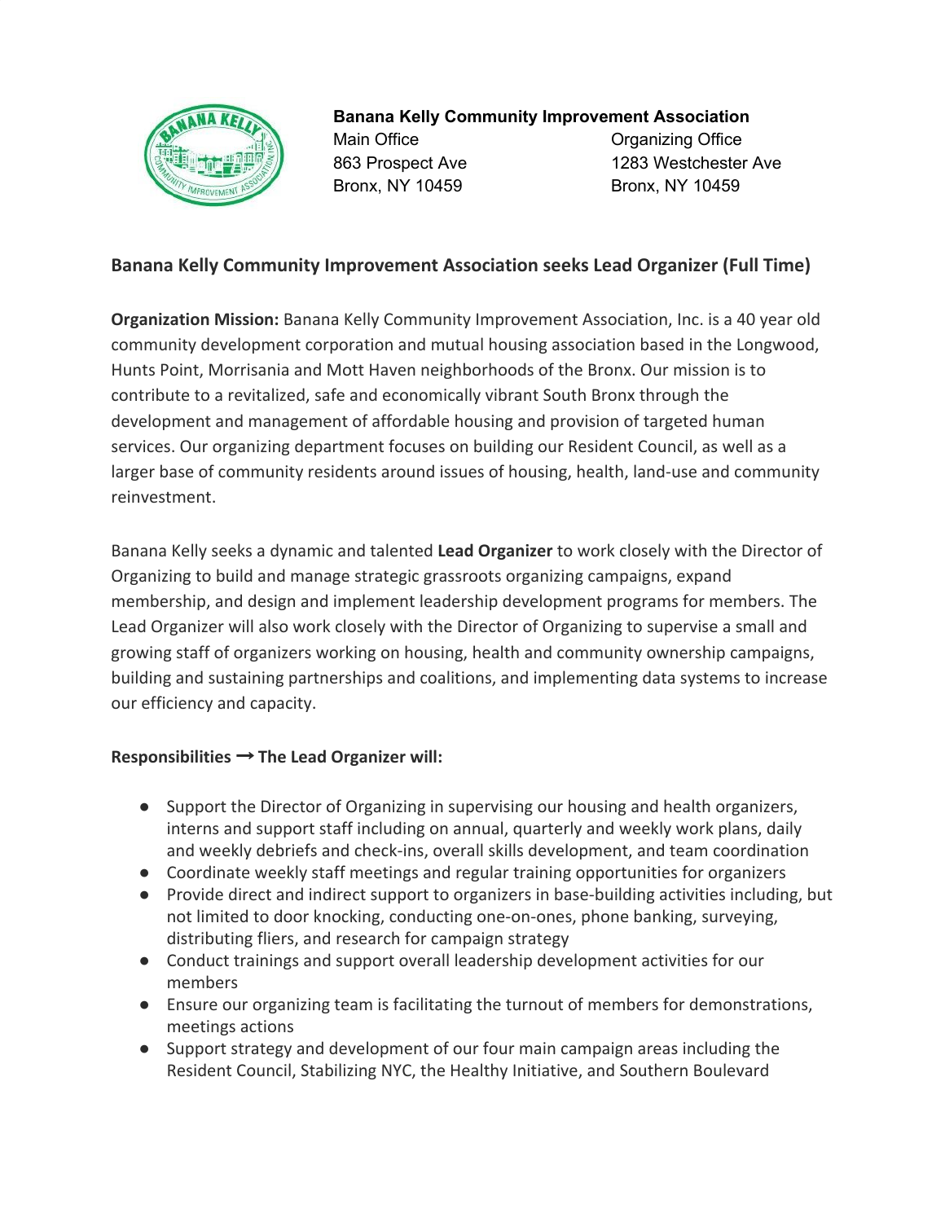**Banana Kelly Community Improvement Association**

Main Office
863 Prospect Ave
Bronx, NY 10459

Organizing Office
1283 Westchester Ave
Bronx, NY 10459

## Banana Kelly Community Improvement Association seeks Lead Organizer (Full Time)

**Organization Mission:** Banana Kelly Community Improvement Association, Inc. is a 40 year old community development corporation and mutual housing association based in the Longwood, Hunts Point, Morrisania and Mott Haven neighborhoods of the Bronx. Our mission is to contribute to a revitalized, safe and economically vibrant South Bronx through the development and management of affordable housing and provision of targeted human services. Our organizing department focuses on building our Resident Council, as well as a larger base of community residents around issues of housing, health, land-use and community reinvestment.

Banana Kelly seeks a dynamic and talented **Lead Organizer** to work closely with the Director of Organizing to build and manage strategic grassroots organizing campaigns, expand membership, and design and implement leadership development programs for members. The Lead Organizer will also work closely with the Director of Organizing to supervise a small and growing staff of organizers working on housing, health and community ownership campaigns, building and sustaining partnerships and coalitions, and implementing data systems to increase our efficiency and capacity.

**Responsibilities → The Lead Organizer will:**

- Support the Director of Organizing in supervising our housing and health organizers, interns and support staff including on annual, quarterly and weekly work plans, daily and weekly debriefs and check-ins, overall skills development, and team coordination
- Coordinate weekly staff meetings and regular training opportunities for organizers
- Provide direct and indirect support to organizers in base-building activities including, but not limited to door knocking, conducting one-on-ones, phone banking, surveying, distributing fliers, and research for campaign strategy
- Conduct trainings and support overall leadership development activities for our members
- Ensure our organizing team is facilitating the turnout of members for demonstrations, meetings actions
- Support strategy and development of our four main campaign areas including the Resident Council, Stabilizing NYC, the Healthy Initiative, and Southern Boulevard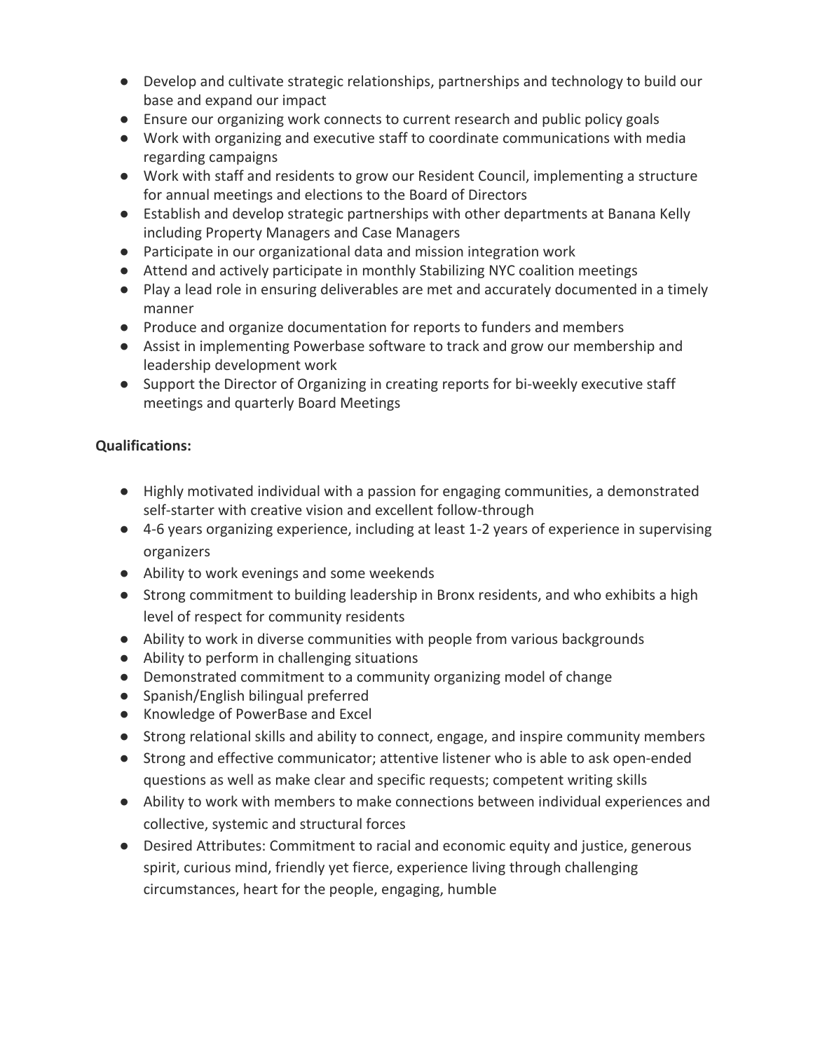- Develop and cultivate strategic relationships, partnerships and technology to build our base and expand our impact
- Ensure our organizing work connects to current research and public policy goals
- Work with organizing and executive staff to coordinate communications with media regarding campaigns
- Work with staff and residents to grow our Resident Council, implementing a structure for annual meetings and elections to the Board of Directors
- Establish and develop strategic partnerships with other departments at Banana Kelly including Property Managers and Case Managers
- Participate in our organizational data and mission integration work
- Attend and actively participate in monthly Stabilizing NYC coalition meetings
- Play a lead role in ensuring deliverables are met and accurately documented in a timely manner
- Produce and organize documentation for reports to funders and members
- Assist in implementing Powerbase software to track and grow our membership and leadership development work
- Support the Director of Organizing in creating reports for bi-weekly executive staff meetings and quarterly Board Meetings

**Qualifications:**

- Highly motivated individual with a passion for engaging communities, a demonstrated self-starter with creative vision and excellent follow-through
- 4-6 years organizing experience, including at least 1-2 years of experience in supervising organizers
- Ability to work evenings and some weekends
- Strong commitment to building leadership in Bronx residents, and who exhibits a high level of respect for community residents
- Ability to work in diverse communities with people from various backgrounds
- Ability to perform in challenging situations
- Demonstrated commitment to a community organizing model of change
- Spanish/English bilingual preferred
- Knowledge of PowerBase and Excel
- Strong relational skills and ability to connect, engage, and inspire community members
- Strong and effective communicator; attentive listener who is able to ask open-ended questions as well as make clear and specific requests; competent writing skills
- Ability to work with members to make connections between individual experiences and collective, systemic and structural forces
- Desired Attributes: Commitment to racial and economic equity and justice, generous spirit, curious mind, friendly yet fierce, experience living through challenging circumstances, heart for the people, engaging, humble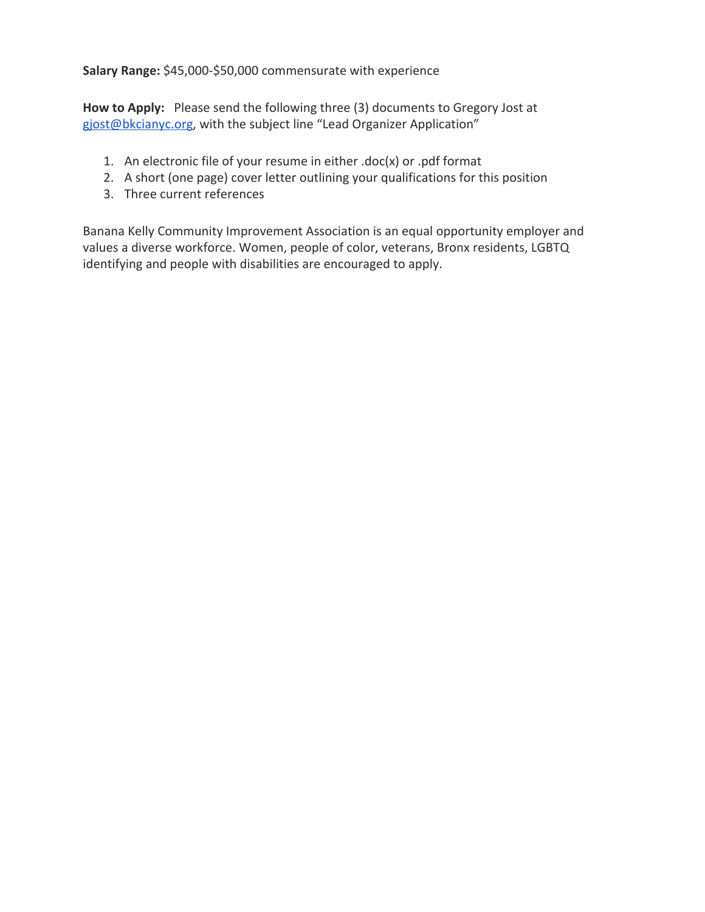**Salary Range:** $45,000-$50,000 commensurate with experience

**How to Apply:** Please send the following three (3) documents to Gregory Jost at gjost@bkcianyc.org, with the subject line "Lead Organizer Application"

1. An electronic file of your resume in either .doc(x) or .pdf format
2. A short (one page) cover letter outlining your qualifications for this position
3. Three current references

Banana Kelly Community Improvement Association is an equal opportunity employer and values a diverse workforce. Women, people of color, veterans, Bronx residents, LGBTQ identifying and people with disabilities are encouraged to apply.